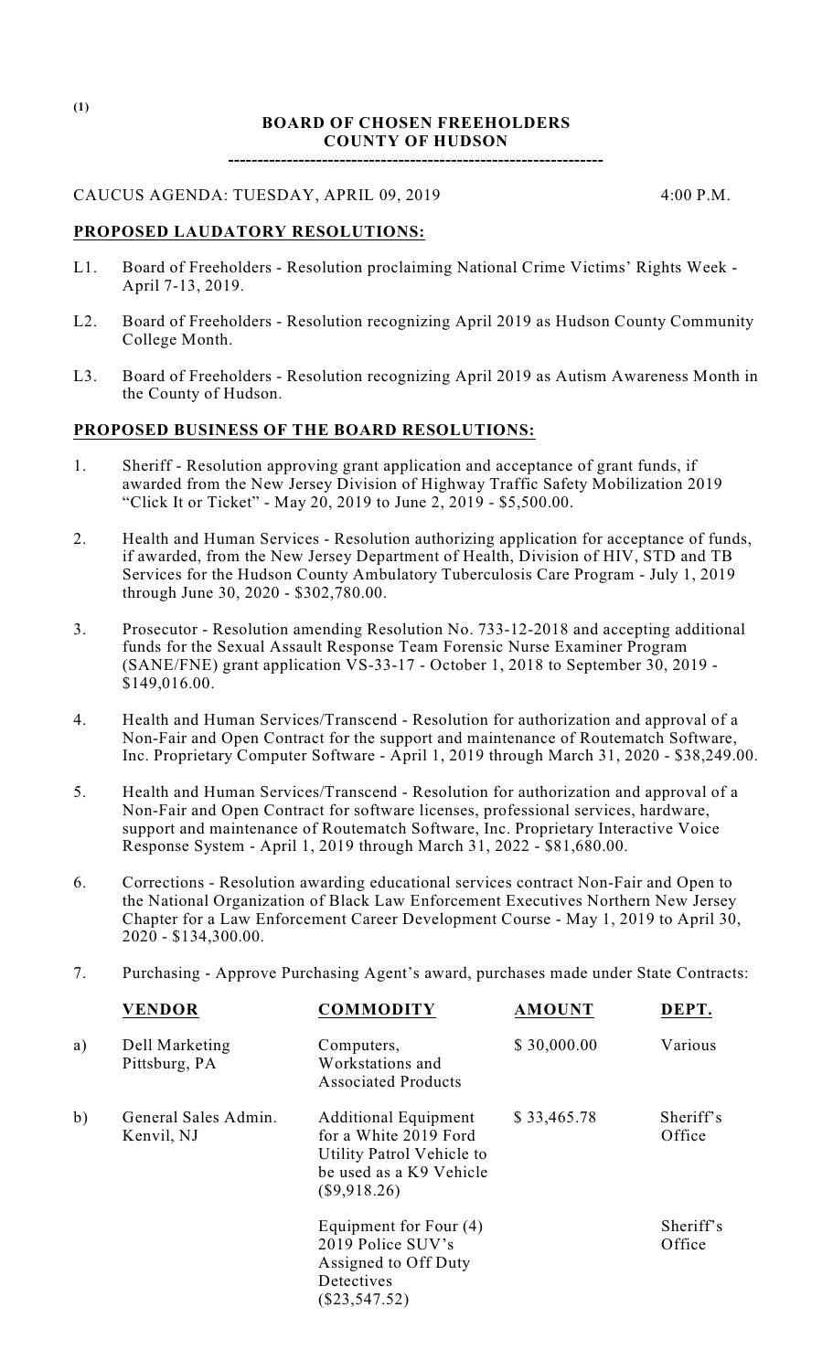(1)

# BOARD OF CHOSEN FREEHOLDERS
## COUNTY OF HUDSON

----------------------------------------------------------------

CAUCUS AGENDA: TUESDAY, APRIL 09, 2019 4:00 P.M.

**PROPOSED LAUDATORY RESOLUTIONS:**

L1. Board of Freeholders - Resolution proclaiming National Crime Victims' Rights Week - April 7-13, 2019.

L2. Board of Freeholders - Resolution recognizing April 2019 as Hudson County Community College Month.

L3. Board of Freeholders - Resolution recognizing April 2019 as Autism Awareness Month in the County of Hudson.

**PROPOSED BUSINESS OF THE BOARD RESOLUTIONS:**

1. Sheriff - Resolution approving grant application and acceptance of grant funds, if awarded from the New Jersey Division of Highway Traffic Safety Mobilization 2019 "Click It or Ticket" - May 20, 2019 to June 2, 2019 - $5,500.00.

2. Health and Human Services - Resolution authorizing application for acceptance of funds, if awarded, from the New Jersey Department of Health, Division of HIV, STD and TB Services for the Hudson County Ambulatory Tuberculosis Care Program - July 1, 2019 through June 30, 2020 - $302,780.00.

3. Prosecutor - Resolution amending Resolution No. 733-12-2018 and accepting additional funds for the Sexual Assault Response Team Forensic Nurse Examiner Program (SANE/FNE) grant application VS-33-17 - October 1, 2018 to September 30, 2019 - $149,016.00.

4. Health and Human Services/Transcend - Resolution for authorization and approval of a Non-Fair and Open Contract for the support and maintenance of Routematch Software, Inc. Proprietary Computer Software - April 1, 2019 through March 31, 2020 - $38,249.00.

5. Health and Human Services/Transcend - Resolution for authorization and approval of a Non-Fair and Open Contract for software licenses, professional services, hardware, support and maintenance of Routematch Software, Inc. Proprietary Interactive Voice Response System - April 1, 2019 through March 31, 2022 - $81,680.00.

6. Corrections - Resolution awarding educational services contract Non-Fair and Open to the National Organization of Black Law Enforcement Executives Northern New Jersey Chapter for a Law Enforcement Career Development Course - May 1, 2019 to April 30, 2020 - $134,300.00.

7. Purchasing - Approve Purchasing Agent's award, purchases made under State Contracts:

| | VENDOR | COMMODITY | AMOUNT | DEPT. |
|---|---|---|---|---|
| a) | Dell Marketing Pittsburg, PA | Computers, Workstations and Associated Products | $ 30,000.00 | Various |
| b) | General Sales Admin. Kenvil, NJ | Additional Equipment for a White 2019 Ford Utility Patrol Vehicle to be used as a K9 Vehicle ($9,918.26) | $ 33,465.78 | Sheriff's Office |
| | | Equipment for Four (4) 2019 Police SUV's Assigned to Off Duty Detectives ($23,547.52) | | Sheriff's Office |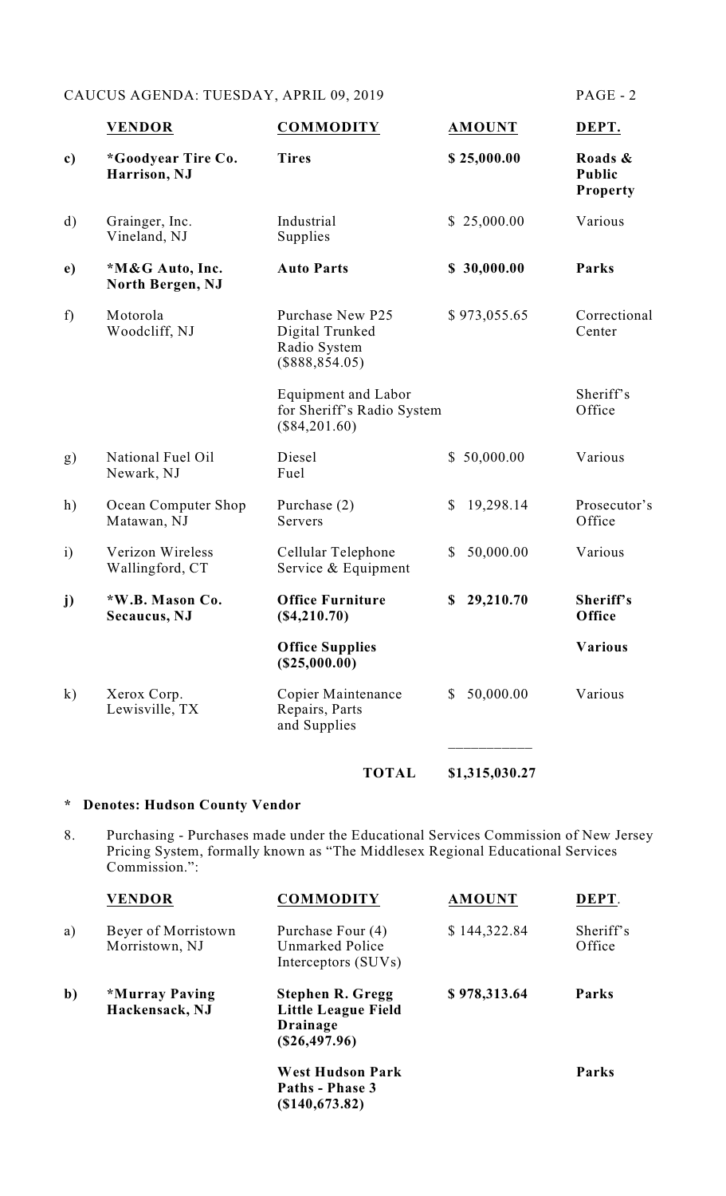| | **VENDOR** | **COMMODITY** | **AMOUNT** | **DEPT.** |
|---|---|---|---|---|
| **c)** | **\*Goodyear Tire Co. Harrison, NJ** | **Tires** | **$ 25,000.00** | **Roads & Public Property** |
| d) | Grainger, Inc. Vineland, NJ | Industrial Supplies | $ 25,000.00 | Various |
| **e)** | **\*M&G Auto, Inc. North Bergen, NJ** | **Auto Parts** | **$ 30,000.00** | **Parks** |
| f) | Motorola Woodcliff, NJ | Purchase New P25 Digital Trunked Radio System ($888,854.05) | $ 973,055.65 | Correctional Center |
| | | Equipment and Labor for Sheriff's Radio System ($84,201.60) | | Sheriff's Office |
| g) | National Fuel Oil Newark, NJ | Diesel Fuel | $ 50,000.00 | Various |
| h) | Ocean Computer Shop Matawan, NJ | Purchase (2) Servers | $ 19,298.14 | Prosecutor's Office |
| i) | Verizon Wireless Wallingford, CT | Cellular Telephone Service & Equipment | $ 50,000.00 | Various |
| **j)** | **\*W.B. Mason Co. Secaucus, NJ** | **Office Furniture ($4,210.70)** | **$ 29,210.70** | **Sheriff's Office** |
| | | **Office Supplies ($25,000.00)** | | **Various** |
| k) | Xerox Corp. Lewisville, TX | Copier Maintenance Repairs, Parts and Supplies | $ 50,000.00 | Various |
| | | **TOTAL** | **$1,315,030.27** | |

**\* Denotes: Hudson County Vendor**

8. Purchasing - Purchases made under the Educational Services Commission of New Jersey Pricing System, formally known as "The Middlesex Regional Educational Services Commission.":

| | **VENDOR** | **COMMODITY** | **AMOUNT** | **DEPT.** |
|---|---|---|---|---|
| a) | Beyer of Morristown Morristown, NJ | Purchase Four (4) Unmarked Police Interceptors (SUVs) | $ 144,322.84 | Sheriff's Office |
| **b)** | **\*Murray Paving Hackensack, NJ** | **Stephen R. Gregg Little League Field Drainage ($26,497.96)** | **$ 978,313.64** | **Parks** |
| | | **West Hudson Park Paths - Phase 3 ($140,673.82)** | | **Parks** |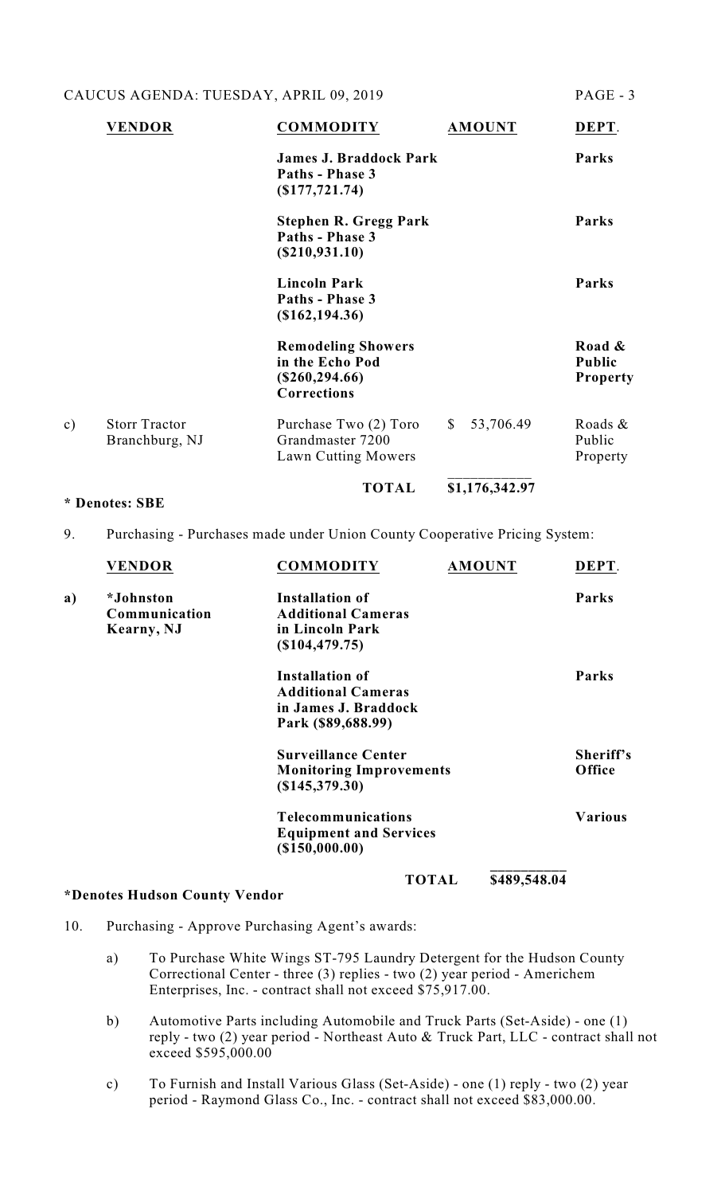| | VENDOR | COMMODITY | AMOUNT | DEPT. |
|---|---|---|---|---|
| | | **James J. Braddock Park Paths - Phase 3 ($177,721.74)** | | **Parks** |
| | | **Stephen R. Gregg Park Paths - Phase 3 ($210,931.10)** | | **Parks** |
| | | **Lincoln Park Paths - Phase 3 ($162,194.36)** | | **Parks** |
| | | **Remodeling Showers in the Echo Pod ($260,294.66) Corrections** | | **Road & Public Property** |
| c) | Storr Tractor Branchburg, NJ | Purchase Two (2) Toro Grandmaster 7200 Lawn Cutting Mowers | $ 53,706.49 | Roads & Public Property |
| | | **TOTAL** | **$1,176,342.97** | |

**\* Denotes: SBE**

9. Purchasing - Purchases made under Union County Cooperative Pricing System:

| | VENDOR | COMMODITY | AMOUNT | DEPT. |
|---|---|---|---|---|
| **a)** | **\*Johnston Communication Kearny, NJ** | **Installation of Additional Cameras in Lincoln Park ($104,479.75)** | | **Parks** |
| | | **Installation of Additional Cameras in James J. Braddock Park ($89,688.99)** | | **Parks** |
| | | **Surveillance Center Monitoring Improvements ($145,379.30)** | | **Sheriff's Office** |
| | | **Telecommunications Equipment and Services ($150,000.00)** | | **Various** |
| | | **TOTAL** | **$489,548.04** | |

**\*Denotes Hudson County Vendor**

10. Purchasing - Approve Purchasing Agent's awards:

   a) To Purchase White Wings ST-795 Laundry Detergent for the Hudson County Correctional Center - three (3) replies - two (2) year period - Americhem Enterprises, Inc. - contract shall not exceed $75,917.00.

   b) Automotive Parts including Automobile and Truck Parts (Set-Aside) - one (1) reply - two (2) year period - Northeast Auto & Truck Part, LLC - contract shall not exceed $595,000.00

   c) To Furnish and Install Various Glass (Set-Aside) - one (1) reply - two (2) year period - Raymond Glass Co., Inc. - contract shall not exceed $83,000.00.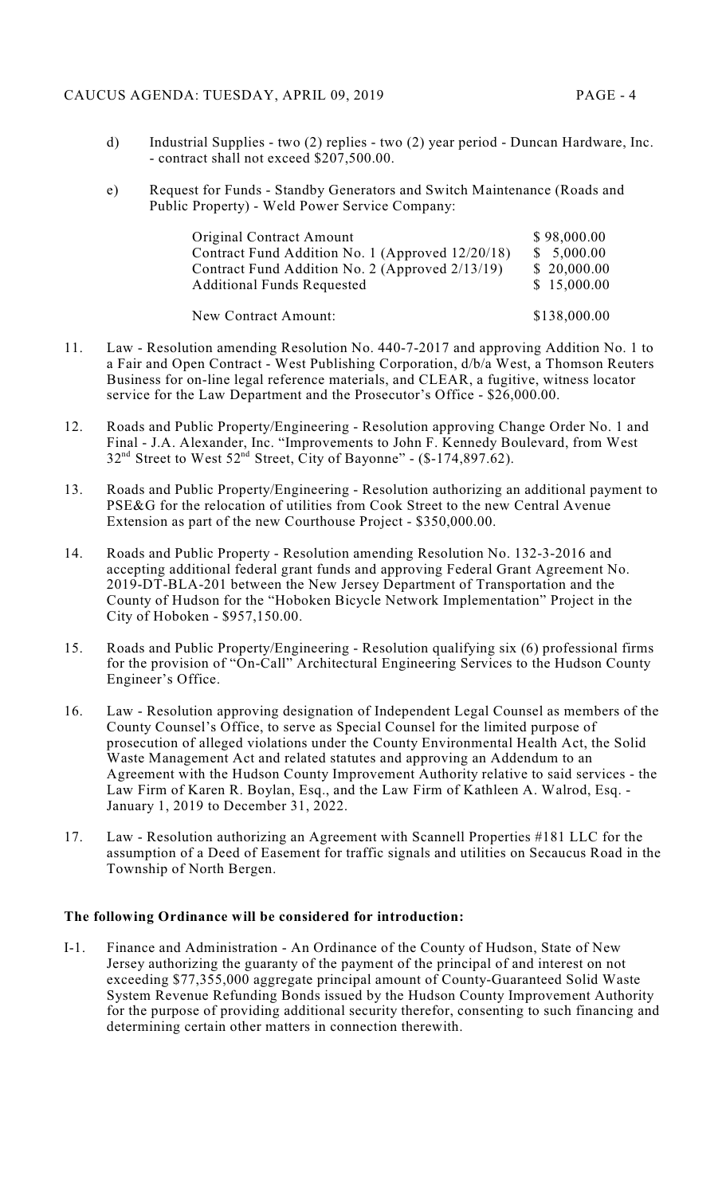d) Industrial Supplies - two (2) replies - two (2) year period - Duncan Hardware, Inc. - contract shall not exceed $207,500.00.

e) Request for Funds - Standby Generators and Switch Maintenance (Roads and Public Property) - Weld Power Service Company:

| | |
|---|---|
| Original Contract Amount | $ 98,000.00 |
| Contract Fund Addition No. 1 (Approved 12/20/18) | $ 5,000.00 |
| Contract Fund Addition No. 2 (Approved 2/13/19) | $ 20,000.00 |
| Additional Funds Requested | $ 15,000.00 |
| New Contract Amount: | $138,000.00 |

11. Law - Resolution amending Resolution No. 440-7-2017 and approving Addition No. 1 to a Fair and Open Contract - West Publishing Corporation, d/b/a West, a Thomson Reuters Business for on-line legal reference materials, and CLEAR, a fugitive, witness locator service for the Law Department and the Prosecutor's Office - $26,000.00.

12. Roads and Public Property/Engineering - Resolution approving Change Order No. 1 and Final - J.A. Alexander, Inc. "Improvements to John F. Kennedy Boulevard, from West 32nd Street to West 52nd Street, City of Bayonne" - ($-174,897.62).

13. Roads and Public Property/Engineering - Resolution authorizing an additional payment to PSE&G for the relocation of utilities from Cook Street to the new Central Avenue Extension as part of the new Courthouse Project - $350,000.00.

14. Roads and Public Property - Resolution amending Resolution No. 132-3-2016 and accepting additional federal grant funds and approving Federal Grant Agreement No. 2019-DT-BLA-201 between the New Jersey Department of Transportation and the County of Hudson for the "Hoboken Bicycle Network Implementation" Project in the City of Hoboken - $957,150.00.

15. Roads and Public Property/Engineering - Resolution qualifying six (6) professional firms for the provision of "On-Call" Architectural Engineering Services to the Hudson County Engineer's Office.

16. Law - Resolution approving designation of Independent Legal Counsel as members of the County Counsel's Office, to serve as Special Counsel for the limited purpose of prosecution of alleged violations under the County Environmental Health Act, the Solid Waste Management Act and related statutes and approving an Addendum to an Agreement with the Hudson County Improvement Authority relative to said services - the Law Firm of Karen R. Boylan, Esq., and the Law Firm of Kathleen A. Walrod, Esq. - January 1, 2019 to December 31, 2022.

17. Law - Resolution authorizing an Agreement with Scannell Properties #181 LLC for the assumption of a Deed of Easement for traffic signals and utilities on Secaucus Road in the Township of North Bergen.

**The following Ordinance will be considered for introduction:**

I-1. Finance and Administration - An Ordinance of the County of Hudson, State of New Jersey authorizing the guaranty of the payment of the principal of and interest on not exceeding $77,355,000 aggregate principal amount of County-Guaranteed Solid Waste System Revenue Refunding Bonds issued by the Hudson County Improvement Authority for the purpose of providing additional security therefor, consenting to such financing and determining certain other matters in connection therewith.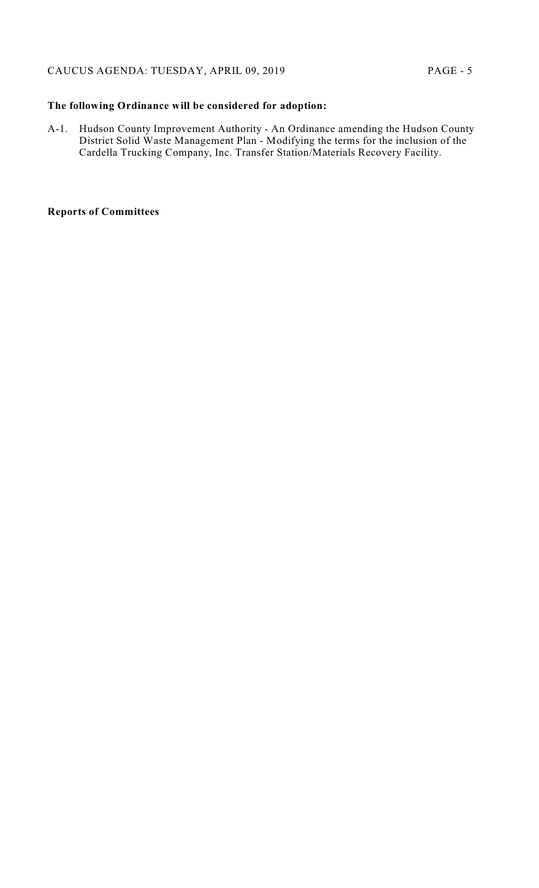**The following Ordinance will be considered for adoption:**

A-1. Hudson County Improvement Authority - An Ordinance amending the Hudson County District Solid Waste Management Plan - Modifying the terms for the inclusion of the Cardella Trucking Company, Inc. Transfer Station/Materials Recovery Facility.

**Reports of Committees**